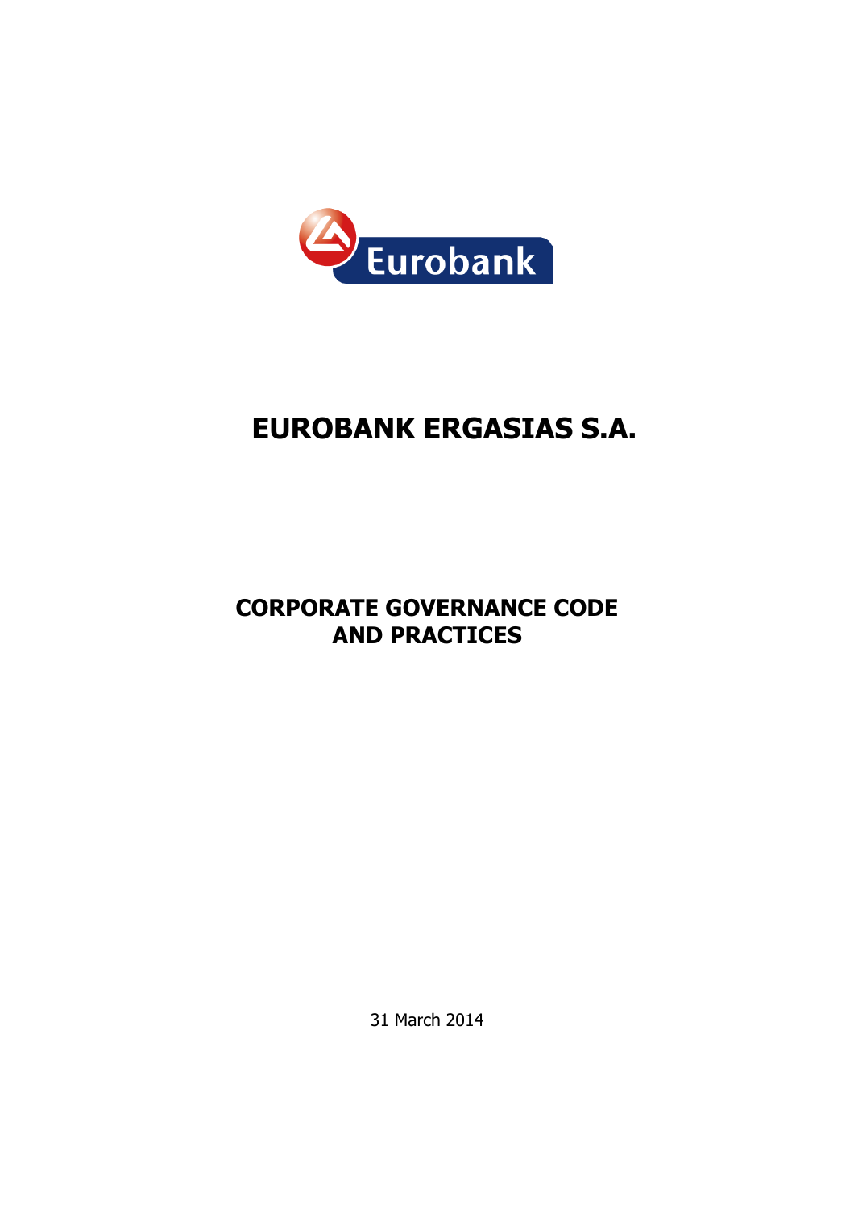Eurobank

# EUROBANK ERGASIAS S.A.

## CORPORATE GOVERNANCE CODE AND PRACTICES

31 March 2014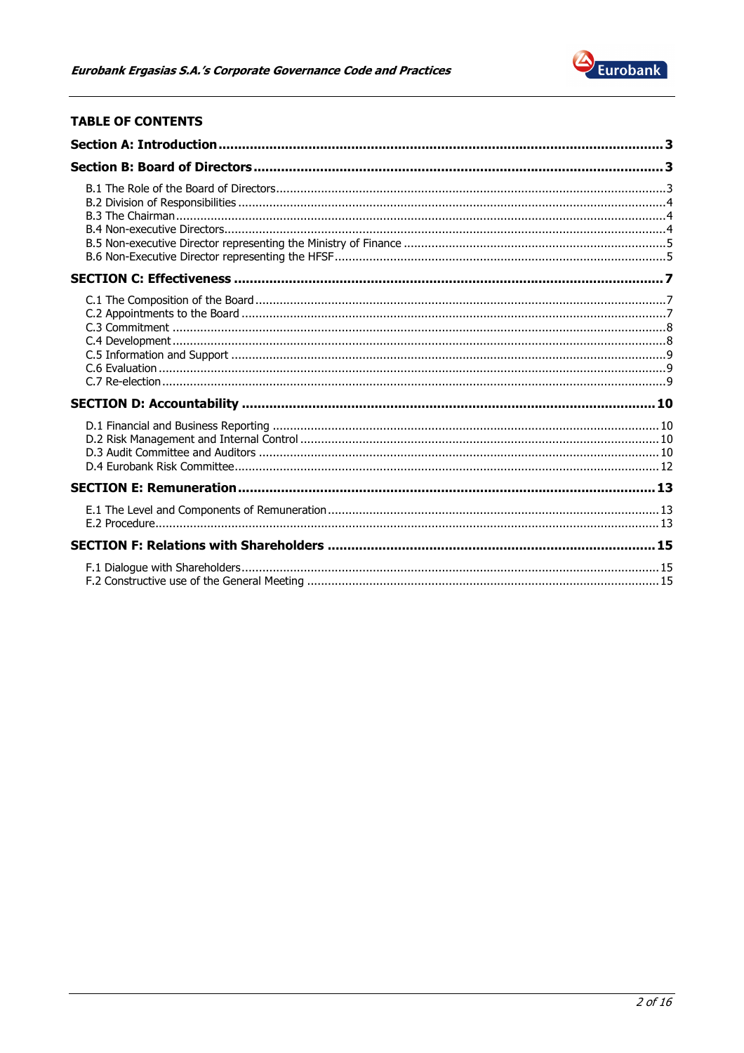## TABLE OF CONTENTS

**Section A: Introduction** ..... 3

**Section B: Board of Directors** ..... 3

- B.1 The Role of the Board of Directors ..... 3
- B.2 Division of Responsibilities ..... 4
- B.3 The Chairman ..... 4
- B.4 Non-executive Directors ..... 4
- B.5 Non-executive Director representing the Ministry of Finance ..... 5
- B.6 Non-Executive Director representing the HFSF ..... 5

**SECTION C: Effectiveness** ..... 7

- C.1 The Composition of the Board ..... 7
- C.2 Appointments to the Board ..... 7
- C.3 Commitment ..... 8
- C.4 Development ..... 8
- C.5 Information and Support ..... 9
- C.6 Evaluation ..... 9
- C.7 Re-election ..... 9

**SECTION D: Accountability** ..... 10

- D.1 Financial and Business Reporting ..... 10
- D.2 Risk Management and Internal Control ..... 10
- D.3 Audit Committee and Auditors ..... 10
- D.4 Eurobank Risk Committee ..... 12

**SECTION E: Remuneration** ..... 13

- E.1 The Level and Components of Remuneration ..... 13
- E.2 Procedure ..... 13

**SECTION F: Relations with Shareholders** ..... 15

- F.1 Dialogue with Shareholders ..... 15
- F.2 Constructive use of the General Meeting ..... 15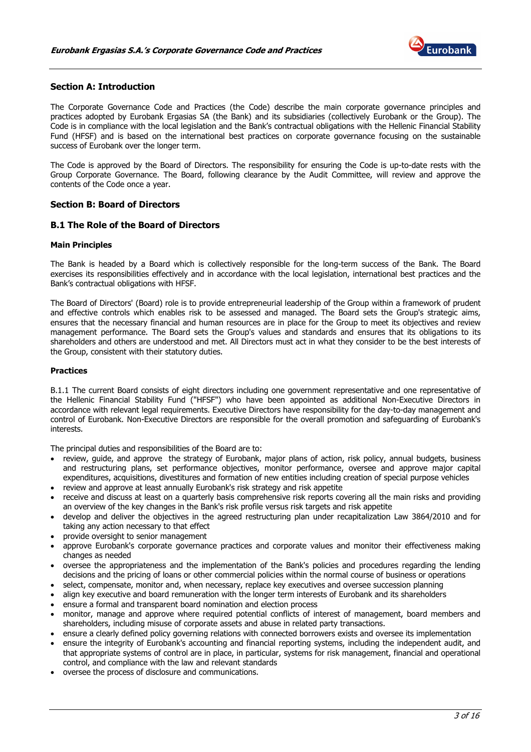## Section A: Introduction

The Corporate Governance Code and Practices (the Code) describe the main corporate governance principles and practices adopted by Eurobank Ergasias SA (the Bank) and its subsidiaries (collectively Eurobank or the Group). The Code is in compliance with the local legislation and the Bank's contractual obligations with the Hellenic Financial Stability Fund (HFSF) and is based on the international best practices on corporate governance focusing on the sustainable success of Eurobank over the longer term.

The Code is approved by the Board of Directors. The responsibility for ensuring the Code is up-to-date rests with the Group Corporate Governance. The Board, following clearance by the Audit Committee, will review and approve the contents of the Code once a year.

## Section B: Board of Directors

### B.1 The Role of the Board of Directors

#### Main Principles

The Bank is headed by a Board which is collectively responsible for the long-term success of the Bank. The Board exercises its responsibilities effectively and in accordance with the local legislation, international best practices and the Bank's contractual obligations with HFSF.

The Board of Directors' (Board) role is to provide entrepreneurial leadership of the Group within a framework of prudent and effective controls which enables risk to be assessed and managed. The Board sets the Group's strategic aims, ensures that the necessary financial and human resources are in place for the Group to meet its objectives and review management performance. The Board sets the Group's values and standards and ensures that its obligations to its shareholders and others are understood and met. All Directors must act in what they consider to be the best interests of the Group, consistent with their statutory duties.

#### Practices

B.1.1 The current Board consists of eight directors including one government representative and one representative of the Hellenic Financial Stability Fund ("HFSF") who have been appointed as additional Non-Executive Directors in accordance with relevant legal requirements. Executive Directors have responsibility for the day-to-day management and control of Eurobank. Non-Executive Directors are responsible for the overall promotion and safeguarding of Eurobank's interests.

The principal duties and responsibilities of the Board are to:

- review, guide, and approve the strategy of Eurobank, major plans of action, risk policy, annual budgets, business and restructuring plans, set performance objectives, monitor performance, oversee and approve major capital expenditures, acquisitions, divestitures and formation of new entities including creation of special purpose vehicles
- review and approve at least annually Eurobank's risk strategy and risk appetite
- receive and discuss at least on a quarterly basis comprehensive risk reports covering all the main risks and providing an overview of the key changes in the Bank's risk profile versus risk targets and risk appetite
- develop and deliver the objectives in the agreed restructuring plan under recapitalization Law 3864/2010 and for taking any action necessary to that effect
- provide oversight to senior management
- approve Eurobank's corporate governance practices and corporate values and monitor their effectiveness making changes as needed
- oversee the appropriateness and the implementation of the Bank's policies and procedures regarding the lending decisions and the pricing of loans or other commercial policies within the normal course of business or operations
- select, compensate, monitor and, when necessary, replace key executives and oversee succession planning
- align key executive and board remuneration with the longer term interests of Eurobank and its shareholders
- ensure a formal and transparent board nomination and election process
- monitor, manage and approve where required potential conflicts of interest of management, board members and shareholders, including misuse of corporate assets and abuse in related party transactions.
- ensure a clearly defined policy governing relations with connected borrowers exists and oversee its implementation
- ensure the integrity of Eurobank's accounting and financial reporting systems, including the independent audit, and that appropriate systems of control are in place, in particular, systems for risk management, financial and operational control, and compliance with the law and relevant standards
- oversee the process of disclosure and communications.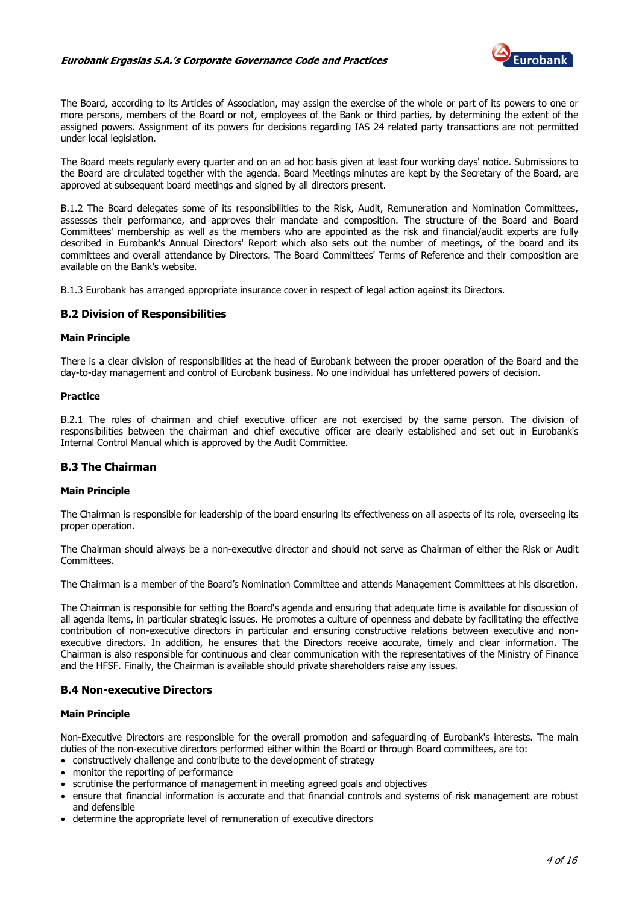The Board, according to its Articles of Association, may assign the exercise of the whole or part of its powers to one or more persons, members of the Board or not, employees of the Bank or third parties, by determining the extent of the assigned powers. Assignment of its powers for decisions regarding IAS 24 related party transactions are not permitted under local legislation.

The Board meets regularly every quarter and on an ad hoc basis given at least four working days' notice. Submissions to the Board are circulated together with the agenda. Board Meetings minutes are kept by the Secretary of the Board, are approved at subsequent board meetings and signed by all directors present.

B.1.2 The Board delegates some of its responsibilities to the Risk, Audit, Remuneration and Nomination Committees, assesses their performance, and approves their mandate and composition. The structure of the Board and Board Committees' membership as well as the members who are appointed as the risk and financial/audit experts are fully described in Eurobank's Annual Directors' Report which also sets out the number of meetings, of the board and its committees and overall attendance by Directors. The Board Committees' Terms of Reference and their composition are available on the Bank's website.

B.1.3 Eurobank has arranged appropriate insurance cover in respect of legal action against its Directors.

## B.2 Division of Responsibilities

#### Main Principle

There is a clear division of responsibilities at the head of Eurobank between the proper operation of the Board and the day-to-day management and control of Eurobank business. No one individual has unfettered powers of decision.

#### Practice

B.2.1 The roles of chairman and chief executive officer are not exercised by the same person. The division of responsibilities between the chairman and chief executive officer are clearly established and set out in Eurobank's Internal Control Manual which is approved by the Audit Committee.

## B.3 The Chairman

#### Main Principle

The Chairman is responsible for leadership of the board ensuring its effectiveness on all aspects of its role, overseeing its proper operation.

The Chairman should always be a non-executive director and should not serve as Chairman of either the Risk or Audit Committees.

The Chairman is a member of the Board's Nomination Committee and attends Management Committees at his discretion.

The Chairman is responsible for setting the Board's agenda and ensuring that adequate time is available for discussion of all agenda items, in particular strategic issues. He promotes a culture of openness and debate by facilitating the effective contribution of non-executive directors in particular and ensuring constructive relations between executive and non-executive directors. In addition, he ensures that the Directors receive accurate, timely and clear information. The Chairman is also responsible for continuous and clear communication with the representatives of the Ministry of Finance and the HFSF. Finally, the Chairman is available should private shareholders raise any issues.

## B.4 Non-executive Directors

#### Main Principle

Non-Executive Directors are responsible for the overall promotion and safeguarding of Eurobank's interests. The main duties of the non-executive directors performed either within the Board or through Board committees, are to:

- constructively challenge and contribute to the development of strategy
- monitor the reporting of performance
- scrutinise the performance of management in meeting agreed goals and objectives
- ensure that financial information is accurate and that financial controls and systems of risk management are robust and defensible
- determine the appropriate level of remuneration of executive directors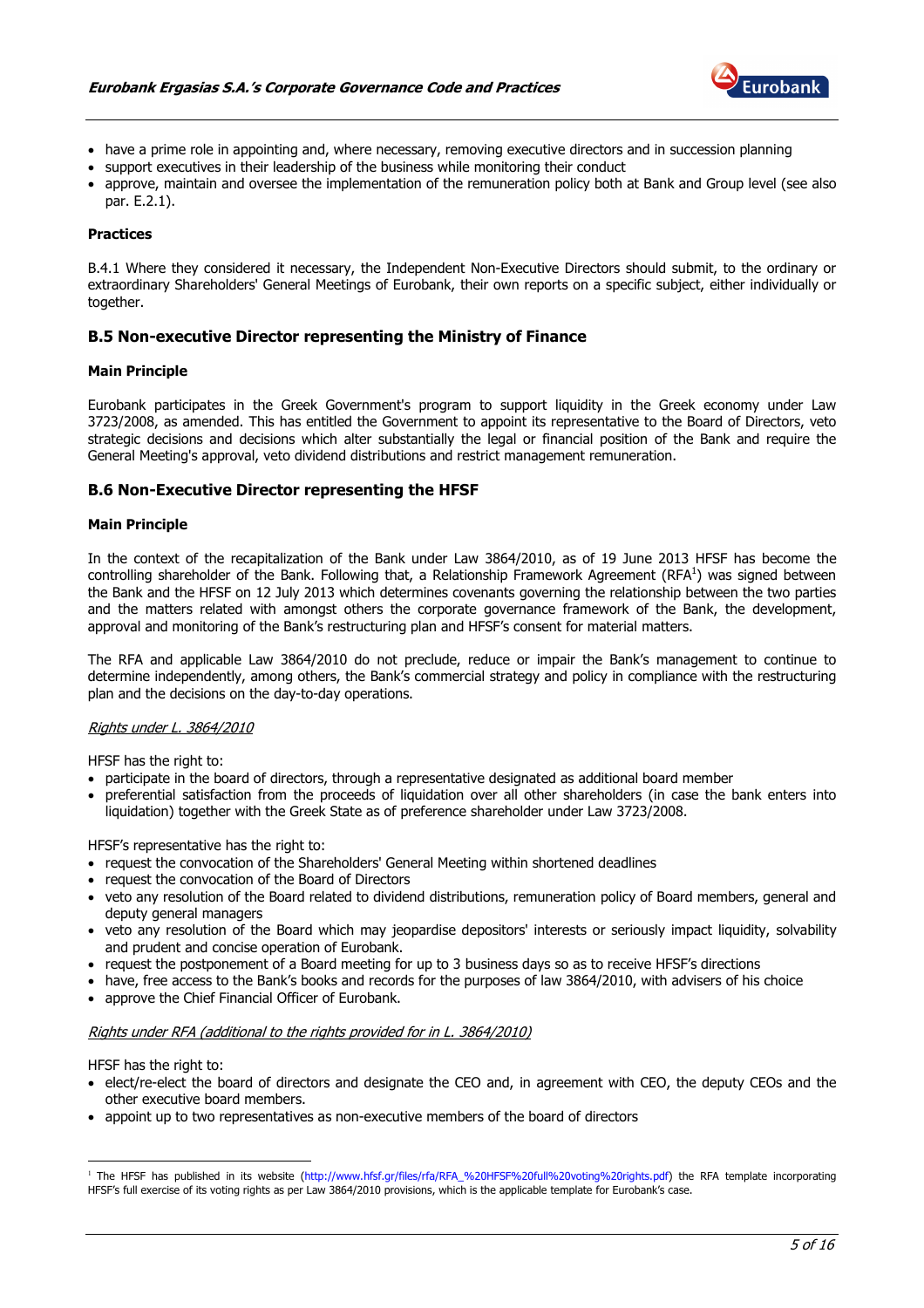- have a prime role in appointing and, where necessary, removing executive directors and in succession planning
- support executives in their leadership of the business while monitoring their conduct
- approve, maintain and oversee the implementation of the remuneration policy both at Bank and Group level (see also par. E.2.1).

**Practices**

B.4.1 Where they considered it necessary, the Independent Non-Executive Directors should submit, to the ordinary or extraordinary Shareholders' General Meetings of Eurobank, their own reports on a specific subject, either individually or together.

## B.5 Non-executive Director representing the Ministry of Finance

**Main Principle**

Eurobank participates in the Greek Government's program to support liquidity in the Greek economy under Law 3723/2008, as amended. This has entitled the Government to appoint its representative to the Board of Directors, veto strategic decisions and decisions which alter substantially the legal or financial position of the Bank and require the General Meeting's approval, veto dividend distributions and restrict management remuneration.

## B.6 Non-Executive Director representing the HFSF

**Main Principle**

In the context of the recapitalization of the Bank under Law 3864/2010, as of 19 June 2013 HFSF has become the controlling shareholder of the Bank. Following that, a Relationship Framework Agreement (RFA[1]) was signed between the Bank and the HFSF on 12 July 2013 which determines covenants governing the relationship between the two parties and the matters related with amongst others the corporate governance framework of the Bank, the development, approval and monitoring of the Bank's restructuring plan and HFSF's consent for material matters.

The RFA and applicable Law 3864/2010 do not preclude, reduce or impair the Bank's management to continue to determine independently, among others, the Bank's commercial strategy and policy in compliance with the restructuring plan and the decisions on the day-to-day operations.

*Rights under L. 3864/2010*

HFSF has the right to:

- participate in the board of directors, through a representative designated as additional board member
- preferential satisfaction from the proceeds of liquidation over all other shareholders (in case the bank enters into liquidation) together with the Greek State as of preference shareholder under Law 3723/2008.

HFSF's representative has the right to:

- request the convocation of the Shareholders' General Meeting within shortened deadlines
- request the convocation of the Board of Directors
- veto any resolution of the Board related to dividend distributions, remuneration policy of Board members, general and deputy general managers
- veto any resolution of the Board which may jeopardise depositors' interests or seriously impact liquidity, solvability and prudent and concise operation of Eurobank.
- request the postponement of a Board meeting for up to 3 business days so as to receive HFSF's directions
- have, free access to the Bank's books and records for the purposes of law 3864/2010, with advisers of his choice
- approve the Chief Financial Officer of Eurobank.

*Rights under RFA (additional to the rights provided for in L. 3864/2010)*

HFSF has the right to:

- elect/re-elect the board of directors and designate the CEO and, in agreement with CEO, the deputy CEOs and the other executive board members.
- appoint up to two representatives as non-executive members of the board of directors

---

[1] The HFSF has published in its website (http://www.hfsf.gr/files/rfa/RFA_%20HFSF%20full%20voting%20rights.pdf) the RFA template incorporating HFSF's full exercise of its voting rights as per Law 3864/2010 provisions, which is the applicable template for Eurobank's case.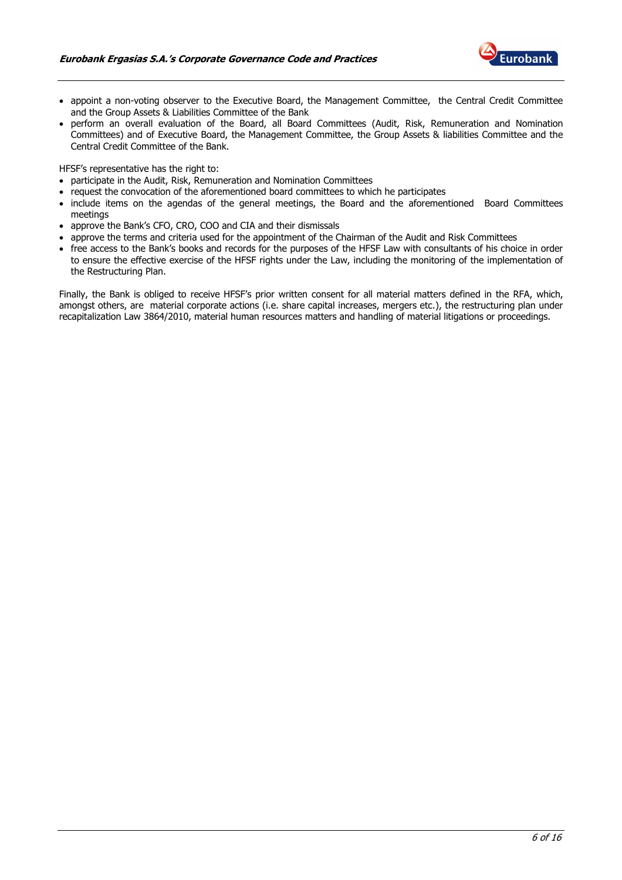- appoint a non-voting observer to the Executive Board, the Management Committee, the Central Credit Committee and the Group Assets & Liabilities Committee of the Bank
- perform an overall evaluation of the Board, all Board Committees (Audit, Risk, Remuneration and Nomination Committees) and of Executive Board, the Management Committee, the Group Assets & liabilities Committee and the Central Credit Committee of the Bank.

HFSF's representative has the right to:

- participate in the Audit, Risk, Remuneration and Nomination Committees
- request the convocation of the aforementioned board committees to which he participates
- include items on the agendas of the general meetings, the Board and the aforementioned Board Committees meetings
- approve the Bank's CFO, CRO, COO and CIA and their dismissals
- approve the terms and criteria used for the appointment of the Chairman of the Audit and Risk Committees
- free access to the Bank's books and records for the purposes of the HFSF Law with consultants of his choice in order to ensure the effective exercise of the HFSF rights under the Law, including the monitoring of the implementation of the Restructuring Plan.

Finally, the Bank is obliged to receive HFSF's prior written consent for all material matters defined in the RFA, which, amongst others, are material corporate actions (i.e. share capital increases, mergers etc.), the restructuring plan under recapitalization Law 3864/2010, material human resources matters and handling of material litigations or proceedings.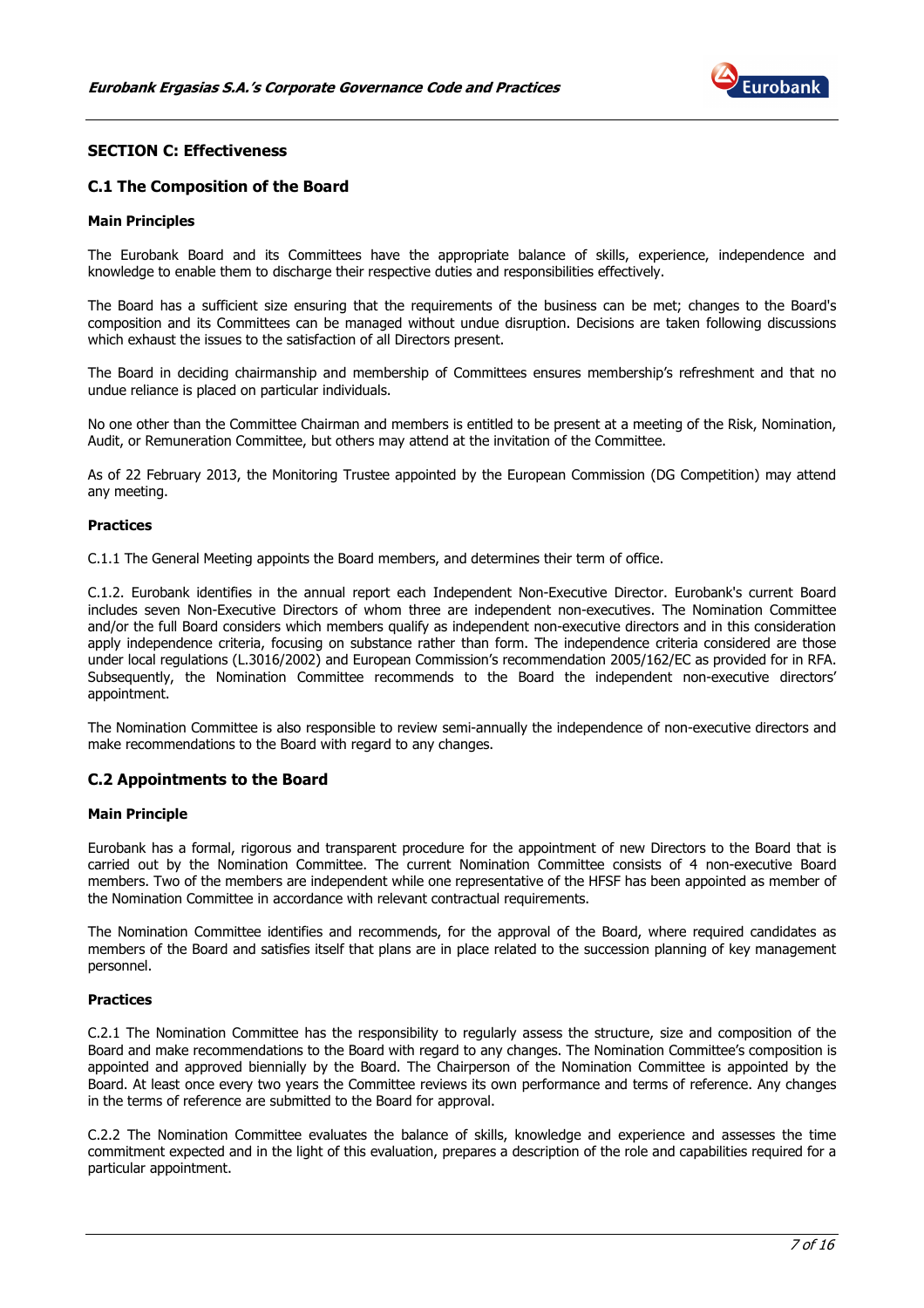## SECTION C: Effectiveness

### C.1 The Composition of the Board

**Main Principles**

The Eurobank Board and its Committees have the appropriate balance of skills, experience, independence and knowledge to enable them to discharge their respective duties and responsibilities effectively.

The Board has a sufficient size ensuring that the requirements of the business can be met; changes to the Board's composition and its Committees can be managed without undue disruption. Decisions are taken following discussions which exhaust the issues to the satisfaction of all Directors present.

The Board in deciding chairmanship and membership of Committees ensures membership's refreshment and that no undue reliance is placed on particular individuals.

No one other than the Committee Chairman and members is entitled to be present at a meeting of the Risk, Nomination, Audit, or Remuneration Committee, but others may attend at the invitation of the Committee.

As of 22 February 2013, the Monitoring Trustee appointed by the European Commission (DG Competition) may attend any meeting.

**Practices**

C.1.1 The General Meeting appoints the Board members, and determines their term of office.

C.1.2. Eurobank identifies in the annual report each Independent Non-Executive Director. Eurobank's current Board includes seven Non-Executive Directors of whom three are independent non-executives. The Nomination Committee and/or the full Board considers which members qualify as independent non-executive directors and in this consideration apply independence criteria, focusing on substance rather than form. The independence criteria considered are those under local regulations (L.3016/2002) and European Commission's recommendation 2005/162/EC as provided for in RFA. Subsequently, the Nomination Committee recommends to the Board the independent non-executive directors' appointment.

The Nomination Committee is also responsible to review semi-annually the independence of non-executive directors and make recommendations to the Board with regard to any changes.

### C.2 Appointments to the Board

**Main Principle**

Eurobank has a formal, rigorous and transparent procedure for the appointment of new Directors to the Board that is carried out by the Nomination Committee. The current Nomination Committee consists of 4 non-executive Board members. Two of the members are independent while one representative of the HFSF has been appointed as member of the Nomination Committee in accordance with relevant contractual requirements.

The Nomination Committee identifies and recommends, for the approval of the Board, where required candidates as members of the Board and satisfies itself that plans are in place related to the succession planning of key management personnel.

**Practices**

C.2.1 The Nomination Committee has the responsibility to regularly assess the structure, size and composition of the Board and make recommendations to the Board with regard to any changes. The Nomination Committee's composition is appointed and approved biennially by the Board. The Chairperson of the Nomination Committee is appointed by the Board. At least once every two years the Committee reviews its own performance and terms of reference. Any changes in the terms of reference are submitted to the Board for approval.

C.2.2 The Nomination Committee evaluates the balance of skills, knowledge and experience and assesses the time commitment expected and in the light of this evaluation, prepares a description of the role and capabilities required for a particular appointment.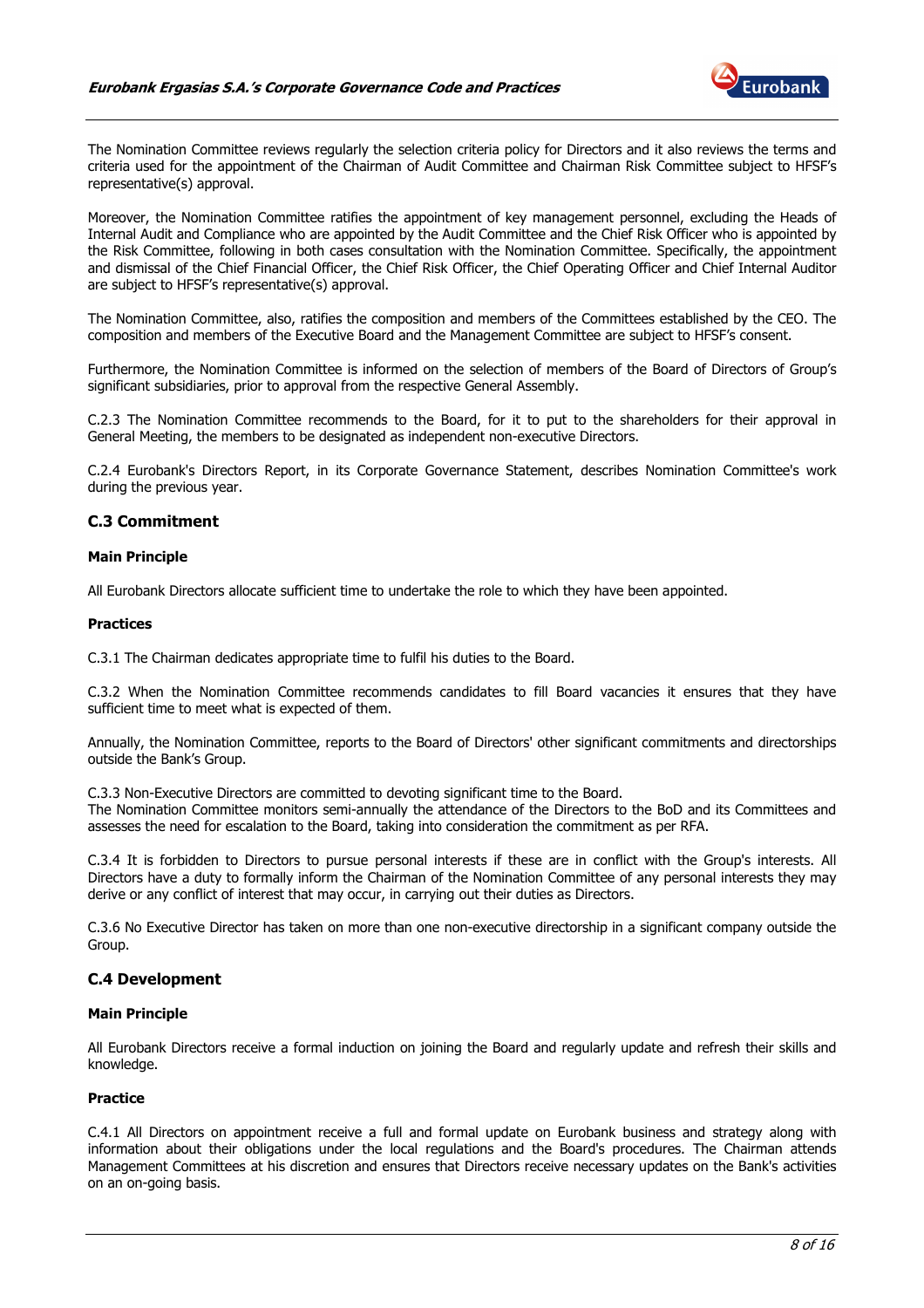The Nomination Committee reviews regularly the selection criteria policy for Directors and it also reviews the terms and criteria used for the appointment of the Chairman of Audit Committee and Chairman Risk Committee subject to HFSF's representative(s) approval.

Moreover, the Nomination Committee ratifies the appointment of key management personnel, excluding the Heads of Internal Audit and Compliance who are appointed by the Audit Committee and the Chief Risk Officer who is appointed by the Risk Committee, following in both cases consultation with the Nomination Committee. Specifically, the appointment and dismissal of the Chief Financial Officer, the Chief Risk Officer, the Chief Operating Officer and Chief Internal Auditor are subject to HFSF's representative(s) approval.

The Nomination Committee, also, ratifies the composition and members of the Committees established by the CEO. The composition and members of the Executive Board and the Management Committee are subject to HFSF's consent.

Furthermore, the Nomination Committee is informed on the selection of members of the Board of Directors of Group's significant subsidiaries, prior to approval from the respective General Assembly.

C.2.3 The Nomination Committee recommends to the Board, for it to put to the shareholders for their approval in General Meeting, the members to be designated as independent non-executive Directors.

C.2.4 Eurobank's Directors Report, in its Corporate Governance Statement, describes Nomination Committee's work during the previous year.

## C.3 Commitment

**Main Principle**

All Eurobank Directors allocate sufficient time to undertake the role to which they have been appointed.

**Practices**

C.3.1 The Chairman dedicates appropriate time to fulfil his duties to the Board.

C.3.2 When the Nomination Committee recommends candidates to fill Board vacancies it ensures that they have sufficient time to meet what is expected of them.

Annually, the Nomination Committee, reports to the Board of Directors' other significant commitments and directorships outside the Bank's Group.

C.3.3 Non-Executive Directors are committed to devoting significant time to the Board.
The Nomination Committee monitors semi-annually the attendance of the Directors to the BoD and its Committees and assesses the need for escalation to the Board, taking into consideration the commitment as per RFA.

C.3.4 It is forbidden to Directors to pursue personal interests if these are in conflict with the Group's interests. All Directors have a duty to formally inform the Chairman of the Nomination Committee of any personal interests they may derive or any conflict of interest that may occur, in carrying out their duties as Directors.

C.3.6 No Executive Director has taken on more than one non-executive directorship in a significant company outside the Group.

## C.4 Development

**Main Principle**

All Eurobank Directors receive a formal induction on joining the Board and regularly update and refresh their skills and knowledge.

**Practice**

C.4.1 All Directors on appointment receive a full and formal update on Eurobank business and strategy along with information about their obligations under the local regulations and the Board's procedures. The Chairman attends Management Committees at his discretion and ensures that Directors receive necessary updates on the Bank's activities on an on-going basis.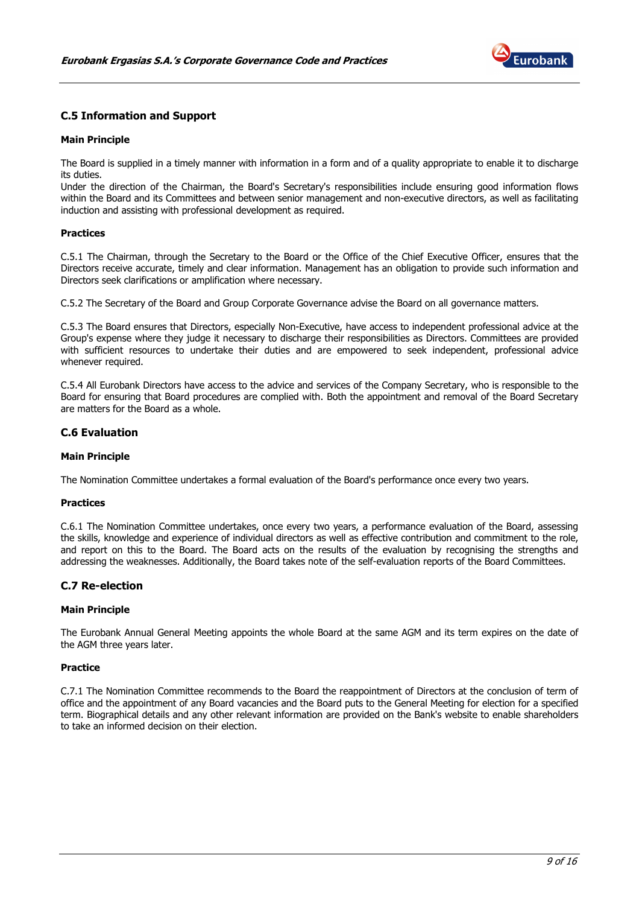## C.5 Information and Support

**Main Principle**

The Board is supplied in a timely manner with information in a form and of a quality appropriate to enable it to discharge its duties.
Under the direction of the Chairman, the Board's Secretary's responsibilities include ensuring good information flows within the Board and its Committees and between senior management and non-executive directors, as well as facilitating induction and assisting with professional development as required.

**Practices**

C.5.1 The Chairman, through the Secretary to the Board or the Office of the Chief Executive Officer, ensures that the Directors receive accurate, timely and clear information. Management has an obligation to provide such information and Directors seek clarifications or amplification where necessary.

C.5.2 The Secretary of the Board and Group Corporate Governance advise the Board on all governance matters.

C.5.3 The Board ensures that Directors, especially Non-Executive, have access to independent professional advice at the Group's expense where they judge it necessary to discharge their responsibilities as Directors. Committees are provided with sufficient resources to undertake their duties and are empowered to seek independent, professional advice whenever required.

C.5.4 All Eurobank Directors have access to the advice and services of the Company Secretary, who is responsible to the Board for ensuring that Board procedures are complied with. Both the appointment and removal of the Board Secretary are matters for the Board as a whole.

## C.6 Evaluation

**Main Principle**

The Nomination Committee undertakes a formal evaluation of the Board's performance once every two years.

**Practices**

C.6.1 The Nomination Committee undertakes, once every two years, a performance evaluation of the Board, assessing the skills, knowledge and experience of individual directors as well as effective contribution and commitment to the role, and report on this to the Board. The Board acts on the results of the evaluation by recognising the strengths and addressing the weaknesses. Additionally, the Board takes note of the self-evaluation reports of the Board Committees.

## C.7 Re-election

**Main Principle**

The Eurobank Annual General Meeting appoints the whole Board at the same AGM and its term expires on the date of the AGM three years later.

**Practice**

C.7.1 The Nomination Committee recommends to the Board the reappointment of Directors at the conclusion of term of office and the appointment of any Board vacancies and the Board puts to the General Meeting for election for a specified term. Biographical details and any other relevant information are provided on the Bank's website to enable shareholders to take an informed decision on their election.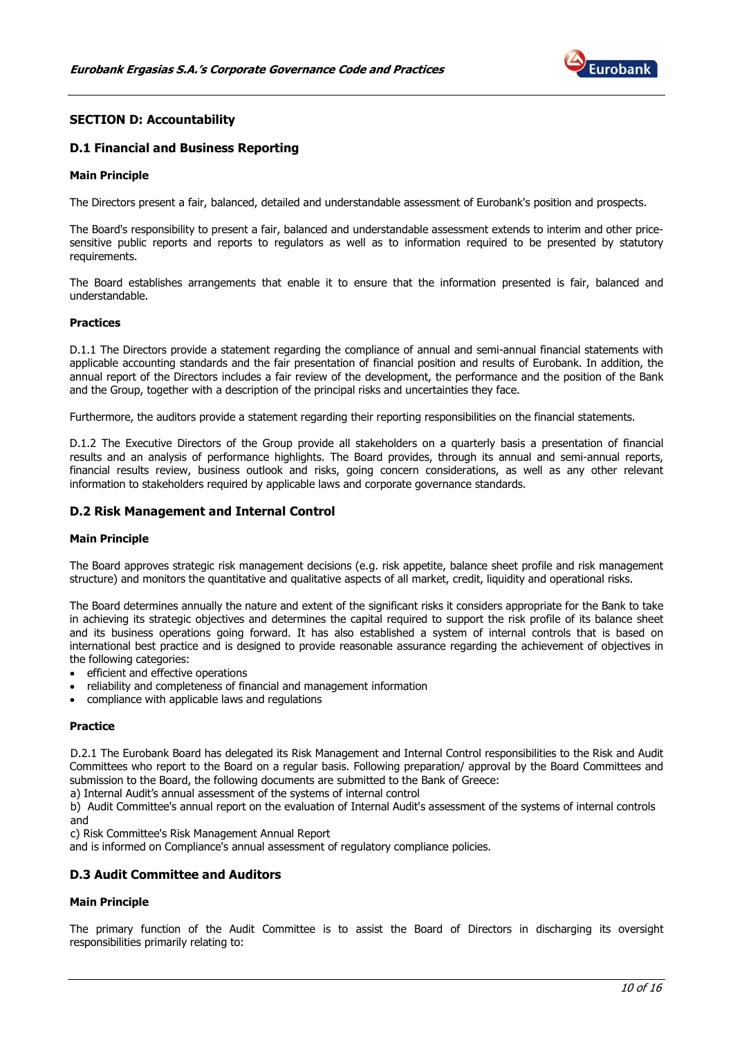## SECTION D: Accountability

### D.1 Financial and Business Reporting

**Main Principle**

The Directors present a fair, balanced, detailed and understandable assessment of Eurobank's position and prospects.

The Board's responsibility to present a fair, balanced and understandable assessment extends to interim and other price-sensitive public reports and reports to regulators as well as to information required to be presented by statutory requirements.

The Board establishes arrangements that enable it to ensure that the information presented is fair, balanced and understandable.

**Practices**

D.1.1 The Directors provide a statement regarding the compliance of annual and semi-annual financial statements with applicable accounting standards and the fair presentation of financial position and results of Eurobank. In addition, the annual report of the Directors includes a fair review of the development, the performance and the position of the Bank and the Group, together with a description of the principal risks and uncertainties they face.

Furthermore, the auditors provide a statement regarding their reporting responsibilities on the financial statements.

D.1.2 The Executive Directors of the Group provide all stakeholders on a quarterly basis a presentation of financial results and an analysis of performance highlights. The Board provides, through its annual and semi-annual reports, financial results review, business outlook and risks, going concern considerations, as well as any other relevant information to stakeholders required by applicable laws and corporate governance standards.

### D.2 Risk Management and Internal Control

**Main Principle**

The Board approves strategic risk management decisions (e.g. risk appetite, balance sheet profile and risk management structure) and monitors the quantitative and qualitative aspects of all market, credit, liquidity and operational risks.

The Board determines annually the nature and extent of the significant risks it considers appropriate for the Bank to take in achieving its strategic objectives and determines the capital required to support the risk profile of its balance sheet and its business operations going forward. It has also established a system of internal controls that is based on international best practice and is designed to provide reasonable assurance regarding the achievement of objectives in the following categories:

- efficient and effective operations
- reliability and completeness of financial and management information
- compliance with applicable laws and regulations

**Practice**

D.2.1 The Eurobank Board has delegated its Risk Management and Internal Control responsibilities to the Risk and Audit Committees who report to the Board on a regular basis. Following preparation/ approval by the Board Committees and submission to the Board, the following documents are submitted to the Bank of Greece:

a) Internal Audit's annual assessment of the systems of internal control

b) Audit Committee's annual report on the evaluation of Internal Audit's assessment of the systems of internal controls and

c) Risk Committee's Risk Management Annual Report

and is informed on Compliance's annual assessment of regulatory compliance policies.

### D.3 Audit Committee and Auditors

**Main Principle**

The primary function of the Audit Committee is to assist the Board of Directors in discharging its oversight responsibilities primarily relating to: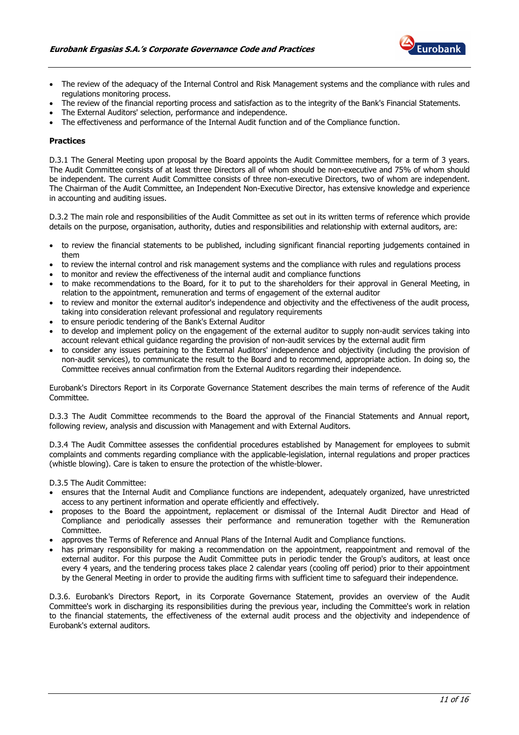- The review of the adequacy of the Internal Control and Risk Management systems and the compliance with rules and regulations monitoring process.
- The review of the financial reporting process and satisfaction as to the integrity of the Bank's Financial Statements.
- The External Auditors' selection, performance and independence.
- The effectiveness and performance of the Internal Audit function and of the Compliance function.

**Practices**

D.3.1 The General Meeting upon proposal by the Board appoints the Audit Committee members, for a term of 3 years. The Audit Committee consists of at least three Directors all of whom should be non-executive and 75% of whom should be independent. The current Audit Committee consists of three non-executive Directors, two of whom are independent. The Chairman of the Audit Committee, an Independent Non-Executive Director, has extensive knowledge and experience in accounting and auditing issues.

D.3.2 The main role and responsibilities of the Audit Committee as set out in its written terms of reference which provide details on the purpose, organisation, authority, duties and responsibilities and relationship with external auditors, are:

- to review the financial statements to be published, including significant financial reporting judgements contained in them
- to review the internal control and risk management systems and the compliance with rules and regulations process
- to monitor and review the effectiveness of the internal audit and compliance functions
- to make recommendations to the Board, for it to put to the shareholders for their approval in General Meeting, in relation to the appointment, remuneration and terms of engagement of the external auditor
- to review and monitor the external auditor's independence and objectivity and the effectiveness of the audit process, taking into consideration relevant professional and regulatory requirements
- to ensure periodic tendering of the Bank's External Auditor
- to develop and implement policy on the engagement of the external auditor to supply non-audit services taking into account relevant ethical guidance regarding the provision of non-audit services by the external audit firm
- to consider any issues pertaining to the External Auditors' independence and objectivity (including the provision of non-audit services), to communicate the result to the Board and to recommend, appropriate action. In doing so, the Committee receives annual confirmation from the External Auditors regarding their independence.

Eurobank's Directors Report in its Corporate Governance Statement describes the main terms of reference of the Audit Committee.

D.3.3 The Audit Committee recommends to the Board the approval of the Financial Statements and Annual report, following review, analysis and discussion with Management and with External Auditors.

D.3.4 The Audit Committee assesses the confidential procedures established by Management for employees to submit complaints and comments regarding compliance with the applicable-legislation, internal regulations and proper practices (whistle blowing). Care is taken to ensure the protection of the whistle-blower.

D.3.5 The Audit Committee:

- ensures that the Internal Audit and Compliance functions are independent, adequately organized, have unrestricted access to any pertinent information and operate efficiently and effectively.
- proposes to the Board the appointment, replacement or dismissal of the Internal Audit Director and Head of Compliance and periodically assesses their performance and remuneration together with the Remuneration Committee.
- approves the Terms of Reference and Annual Plans of the Internal Audit and Compliance functions.
- has primary responsibility for making a recommendation on the appointment, reappointment and removal of the external auditor. For this purpose the Audit Committee puts in periodic tender the Group's auditors, at least once every 4 years, and the tendering process takes place 2 calendar years (cooling off period) prior to their appointment by the General Meeting in order to provide the auditing firms with sufficient time to safeguard their independence.

D.3.6. Eurobank's Directors Report, in its Corporate Governance Statement, provides an overview of the Audit Committee's work in discharging its responsibilities during the previous year, including the Committee's work in relation to the financial statements, the effectiveness of the external audit process and the objectivity and independence of Eurobank's external auditors.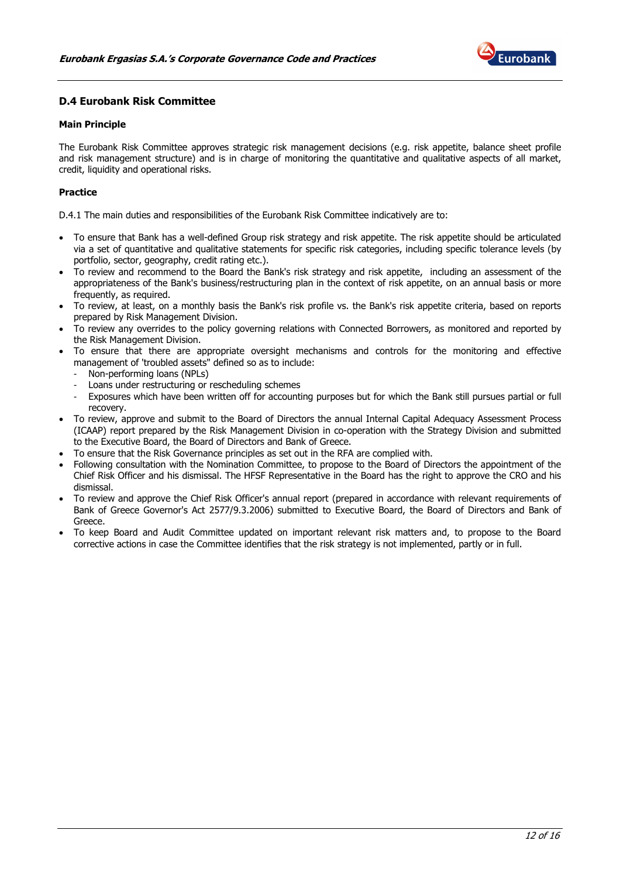## D.4 Eurobank Risk Committee

### Main Principle

The Eurobank Risk Committee approves strategic risk management decisions (e.g. risk appetite, balance sheet profile and risk management structure) and is in charge of monitoring the quantitative and qualitative aspects of all market, credit, liquidity and operational risks.

### Practice

D.4.1 The main duties and responsibilities of the Eurobank Risk Committee indicatively are to:

- To ensure that Bank has a well-defined Group risk strategy and risk appetite. The risk appetite should be articulated via a set of quantitative and qualitative statements for specific risk categories, including specific tolerance levels (by portfolio, sector, geography, credit rating etc.).
- To review and recommend to the Board the Bank's risk strategy and risk appetite, including an assessment of the appropriateness of the Bank's business/restructuring plan in the context of risk appetite, on an annual basis or more frequently, as required.
- To review, at least, on a monthly basis the Bank's risk profile vs. the Bank's risk appetite criteria, based on reports prepared by Risk Management Division.
- To review any overrides to the policy governing relations with Connected Borrowers, as monitored and reported by the Risk Management Division.
- To ensure that there are appropriate oversight mechanisms and controls for the monitoring and effective management of 'troubled assets" defined so as to include:
  - Non-performing loans (NPLs)
  - Loans under restructuring or rescheduling schemes
  - Exposures which have been written off for accounting purposes but for which the Bank still pursues partial or full recovery.
- To review, approve and submit to the Board of Directors the annual Internal Capital Adequacy Assessment Process (ICAAP) report prepared by the Risk Management Division in co-operation with the Strategy Division and submitted to the Executive Board, the Board of Directors and Bank of Greece.
- To ensure that the Risk Governance principles as set out in the RFA are complied with.
- Following consultation with the Nomination Committee, to propose to the Board of Directors the appointment of the Chief Risk Officer and his dismissal. The HFSF Representative in the Board has the right to approve the CRO and his dismissal.
- To review and approve the Chief Risk Officer's annual report (prepared in accordance with relevant requirements of Bank of Greece Governor's Act 2577/9.3.2006) submitted to Executive Board, the Board of Directors and Bank of Greece.
- To keep Board and Audit Committee updated on important relevant risk matters and, to propose to the Board corrective actions in case the Committee identifies that the risk strategy is not implemented, partly or in full.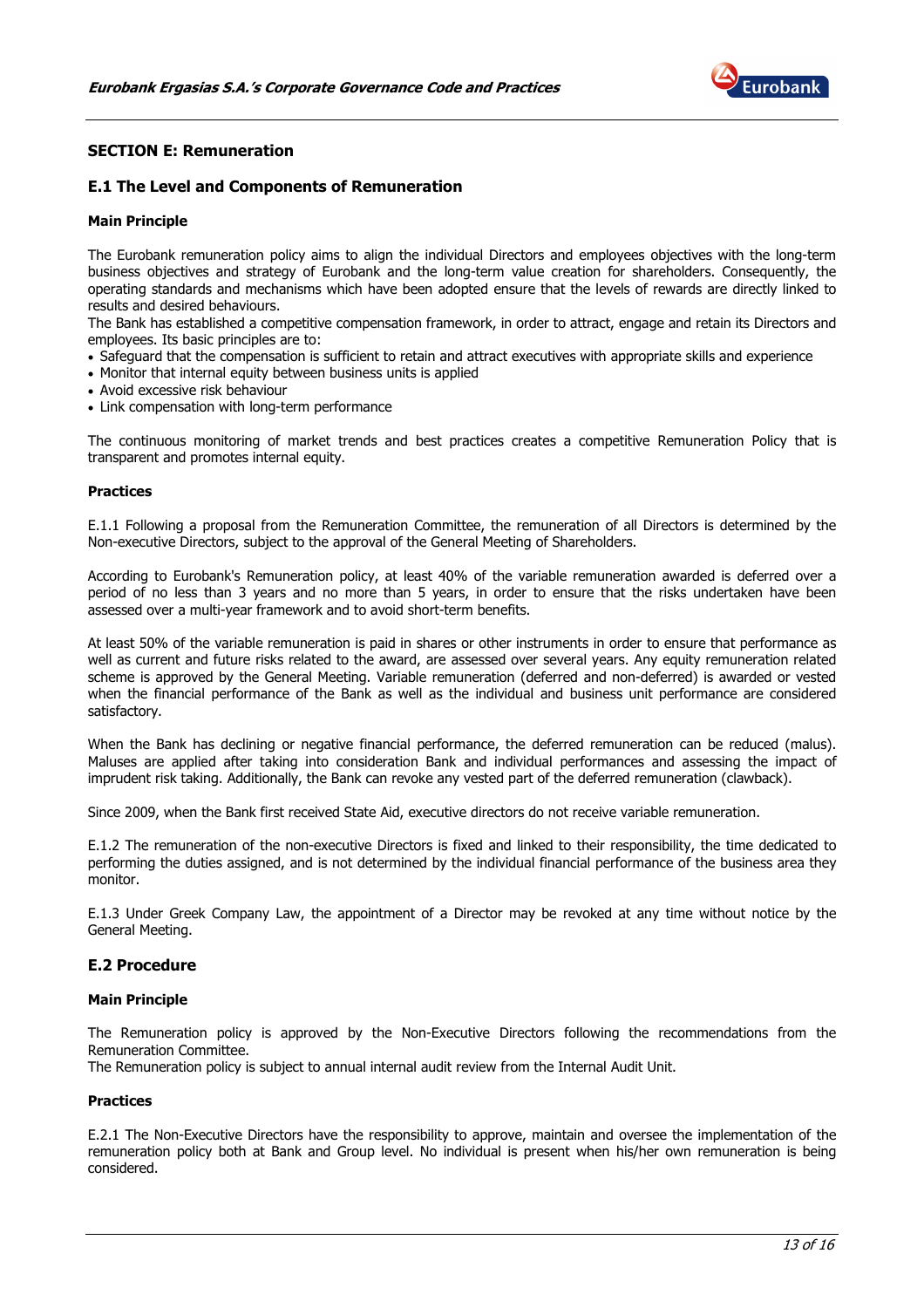## SECTION E: Remuneration

### E.1 The Level and Components of Remuneration

#### Main Principle

The Eurobank remuneration policy aims to align the individual Directors and employees objectives with the long-term business objectives and strategy of Eurobank and the long-term value creation for shareholders. Consequently, the operating standards and mechanisms which have been adopted ensure that the levels of rewards are directly linked to results and desired behaviours.

The Bank has established a competitive compensation framework, in order to attract, engage and retain its Directors and employees. Its basic principles are to:

- Safeguard that the compensation is sufficient to retain and attract executives with appropriate skills and experience
- Monitor that internal equity between business units is applied
- Avoid excessive risk behaviour
- Link compensation with long-term performance

The continuous monitoring of market trends and best practices creates a competitive Remuneration Policy that is transparent and promotes internal equity.

#### Practices

E.1.1 Following a proposal from the Remuneration Committee, the remuneration of all Directors is determined by the Non-executive Directors, subject to the approval of the General Meeting of Shareholders.

According to Eurobank's Remuneration policy, at least 40% of the variable remuneration awarded is deferred over a period of no less than 3 years and no more than 5 years, in order to ensure that the risks undertaken have been assessed over a multi-year framework and to avoid short-term benefits.

At least 50% of the variable remuneration is paid in shares or other instruments in order to ensure that performance as well as current and future risks related to the award, are assessed over several years. Any equity remuneration related scheme is approved by the General Meeting. Variable remuneration (deferred and non-deferred) is awarded or vested when the financial performance of the Bank as well as the individual and business unit performance are considered satisfactory.

When the Bank has declining or negative financial performance, the deferred remuneration can be reduced (malus). Maluses are applied after taking into consideration Bank and individual performances and assessing the impact of imprudent risk taking. Additionally, the Bank can revoke any vested part of the deferred remuneration (clawback).

Since 2009, when the Bank first received State Aid, executive directors do not receive variable remuneration.

E.1.2 The remuneration of the non-executive Directors is fixed and linked to their responsibility, the time dedicated to performing the duties assigned, and is not determined by the individual financial performance of the business area they monitor.

E.1.3 Under Greek Company Law, the appointment of a Director may be revoked at any time without notice by the General Meeting.

### E.2 Procedure

#### Main Principle

The Remuneration policy is approved by the Non-Executive Directors following the recommendations from the Remuneration Committee.

The Remuneration policy is subject to annual internal audit review from the Internal Audit Unit.

#### Practices

E.2.1 The Non-Executive Directors have the responsibility to approve, maintain and oversee the implementation of the remuneration policy both at Bank and Group level. No individual is present when his/her own remuneration is being considered.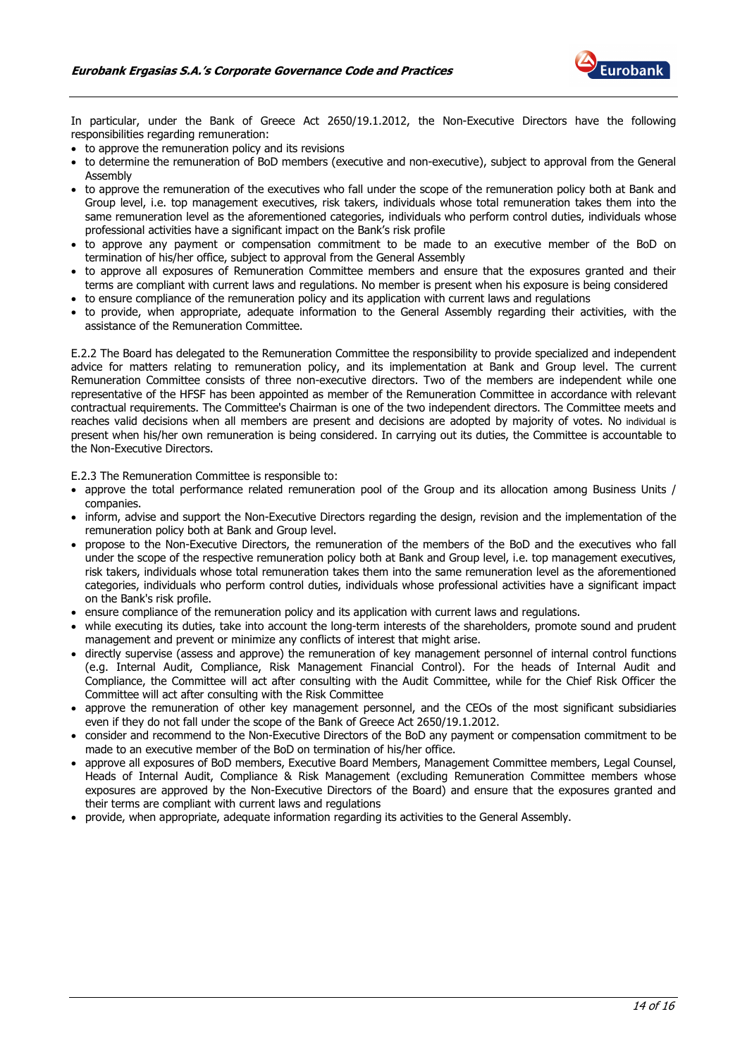In particular, under the Bank of Greece Act 2650/19.1.2012, the Non-Executive Directors have the following responsibilities regarding remuneration:

- to approve the remuneration policy and its revisions
- to determine the remuneration of BoD members (executive and non-executive), subject to approval from the General Assembly
- to approve the remuneration of the executives who fall under the scope of the remuneration policy both at Bank and Group level, i.e. top management executives, risk takers, individuals whose total remuneration takes them into the same remuneration level as the aforementioned categories, individuals who perform control duties, individuals whose professional activities have a significant impact on the Bank's risk profile
- to approve any payment or compensation commitment to be made to an executive member of the BoD on termination of his/her office, subject to approval from the General Assembly
- to approve all exposures of Remuneration Committee members and ensure that the exposures granted and their terms are compliant with current laws and regulations. No member is present when his exposure is being considered
- to ensure compliance of the remuneration policy and its application with current laws and regulations
- to provide, when appropriate, adequate information to the General Assembly regarding their activities, with the assistance of the Remuneration Committee.

E.2.2 The Board has delegated to the Remuneration Committee the responsibility to provide specialized and independent advice for matters relating to remuneration policy, and its implementation at Bank and Group level. The current Remuneration Committee consists of three non-executive directors. Two of the members are independent while one representative of the HFSF has been appointed as member of the Remuneration Committee in accordance with relevant contractual requirements. The Committee's Chairman is one of the two independent directors. The Committee meets and reaches valid decisions when all members are present and decisions are adopted by majority of votes. No individual is present when his/her own remuneration is being considered. In carrying out its duties, the Committee is accountable to the Non-Executive Directors.

E.2.3 The Remuneration Committee is responsible to:

- approve the total performance related remuneration pool of the Group and its allocation among Business Units / companies.
- inform, advise and support the Non-Executive Directors regarding the design, revision and the implementation of the remuneration policy both at Bank and Group level.
- propose to the Non-Executive Directors, the remuneration of the members of the BoD and the executives who fall under the scope of the respective remuneration policy both at Bank and Group level, i.e. top management executives, risk takers, individuals whose total remuneration takes them into the same remuneration level as the aforementioned categories, individuals who perform control duties, individuals whose professional activities have a significant impact on the Bank's risk profile.
- ensure compliance of the remuneration policy and its application with current laws and regulations.
- while executing its duties, take into account the long-term interests of the shareholders, promote sound and prudent management and prevent or minimize any conflicts of interest that might arise.
- directly supervise (assess and approve) the remuneration of key management personnel of internal control functions (e.g. Internal Audit, Compliance, Risk Management Financial Control). For the heads of Internal Audit and Compliance, the Committee will act after consulting with the Audit Committee, while for the Chief Risk Officer the Committee will act after consulting with the Risk Committee
- approve the remuneration of other key management personnel, and the CEOs of the most significant subsidiaries even if they do not fall under the scope of the Bank of Greece Act 2650/19.1.2012.
- consider and recommend to the Non-Executive Directors of the BoD any payment or compensation commitment to be made to an executive member of the BoD on termination of his/her office.
- approve all exposures of BoD members, Executive Board Members, Management Committee members, Legal Counsel, Heads of Internal Audit, Compliance & Risk Management (excluding Remuneration Committee members whose exposures are approved by the Non-Executive Directors of the Board) and ensure that the exposures granted and their terms are compliant with current laws and regulations
- provide, when appropriate, adequate information regarding its activities to the General Assembly.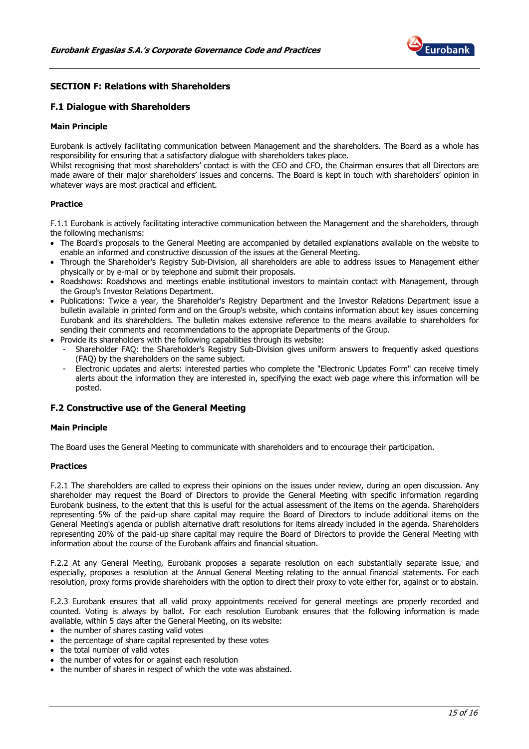## SECTION F: Relations with Shareholders

### F.1 Dialogue with Shareholders

#### Main Principle

Eurobank is actively facilitating communication between Management and the shareholders. The Board as a whole has responsibility for ensuring that a satisfactory dialogue with shareholders takes place.
Whilst recognising that most shareholders' contact is with the CEO and CFO, the Chairman ensures that all Directors are made aware of their major shareholders' issues and concerns. The Board is kept in touch with shareholders' opinion in whatever ways are most practical and efficient.

#### Practice

F.1.1 Eurobank is actively facilitating interactive communication between the Management and the shareholders, through the following mechanisms:

- The Board's proposals to the General Meeting are accompanied by detailed explanations available on the website to enable an informed and constructive discussion of the issues at the General Meeting.
- Through the Shareholder's Registry Sub-Division, all shareholders are able to address issues to Management either physically or by e-mail or by telephone and submit their proposals.
- Roadshows: Roadshows and meetings enable institutional investors to maintain contact with Management, through the Group's Investor Relations Department.
- Publications: Twice a year, the Shareholder's Registry Department and the Investor Relations Department issue a bulletin available in printed form and on the Group's website, which contains information about key issues concerning Eurobank and its shareholders. The bulletin makes extensive reference to the means available to shareholders for sending their comments and recommendations to the appropriate Departments of the Group.
- Provide its shareholders with the following capabilities through its website:
  - Shareholder FAQ: the Shareholder's Registry Sub-Division gives uniform answers to frequently asked questions (FAQ) by the shareholders on the same subject.
  - Electronic updates and alerts: interested parties who complete the "Electronic Updates Form" can receive timely alerts about the information they are interested in, specifying the exact web page where this information will be posted.

### F.2 Constructive use of the General Meeting

#### Main Principle

The Board uses the General Meeting to communicate with shareholders and to encourage their participation.

#### Practices

F.2.1 The shareholders are called to express their opinions on the issues under review, during an open discussion. Any shareholder may request the Board of Directors to provide the General Meeting with specific information regarding Eurobank business, to the extent that this is useful for the actual assessment of the items on the agenda. Shareholders representing 5% of the paid-up share capital may require the Board of Directors to include additional items on the General Meeting's agenda or publish alternative draft resolutions for items already included in the agenda. Shareholders representing 20% of the paid-up share capital may require the Board of Directors to provide the General Meeting with information about the course of the Eurobank affairs and financial situation.

F.2.2 At any General Meeting, Eurobank proposes a separate resolution on each substantially separate issue, and especially, proposes a resolution at the Annual General Meeting relating to the annual financial statements. For each resolution, proxy forms provide shareholders with the option to direct their proxy to vote either for, against or to abstain.

F.2.3 Eurobank ensures that all valid proxy appointments received for general meetings are properly recorded and counted. Voting is always by ballot. For each resolution Eurobank ensures that the following information is made available, within 5 days after the General Meeting, on its website:

- the number of shares casting valid votes
- the percentage of share capital represented by these votes
- the total number of valid votes
- the number of votes for or against each resolution
- the number of shares in respect of which the vote was abstained.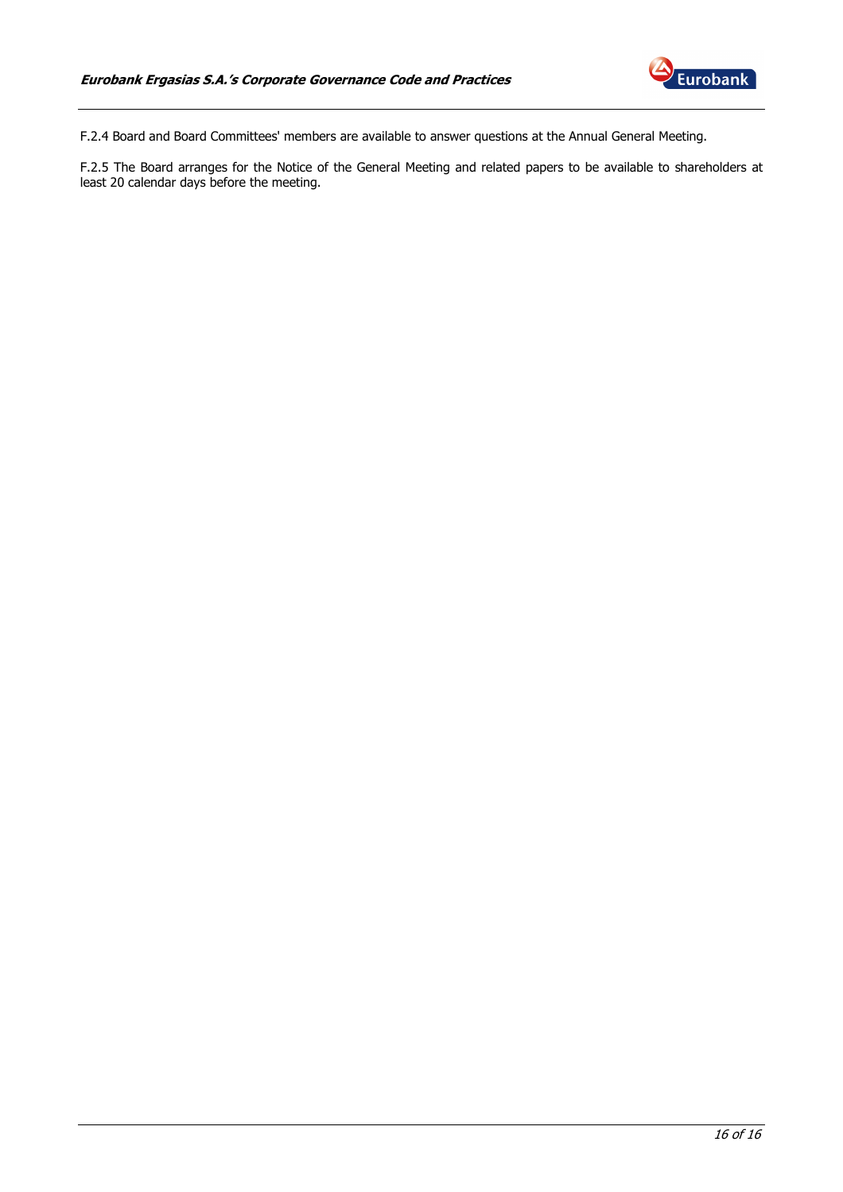F.2.4 Board and Board Committees' members are available to answer questions at the Annual General Meeting.

F.2.5 The Board arranges for the Notice of the General Meeting and related papers to be available to shareholders at least 20 calendar days before the meeting.